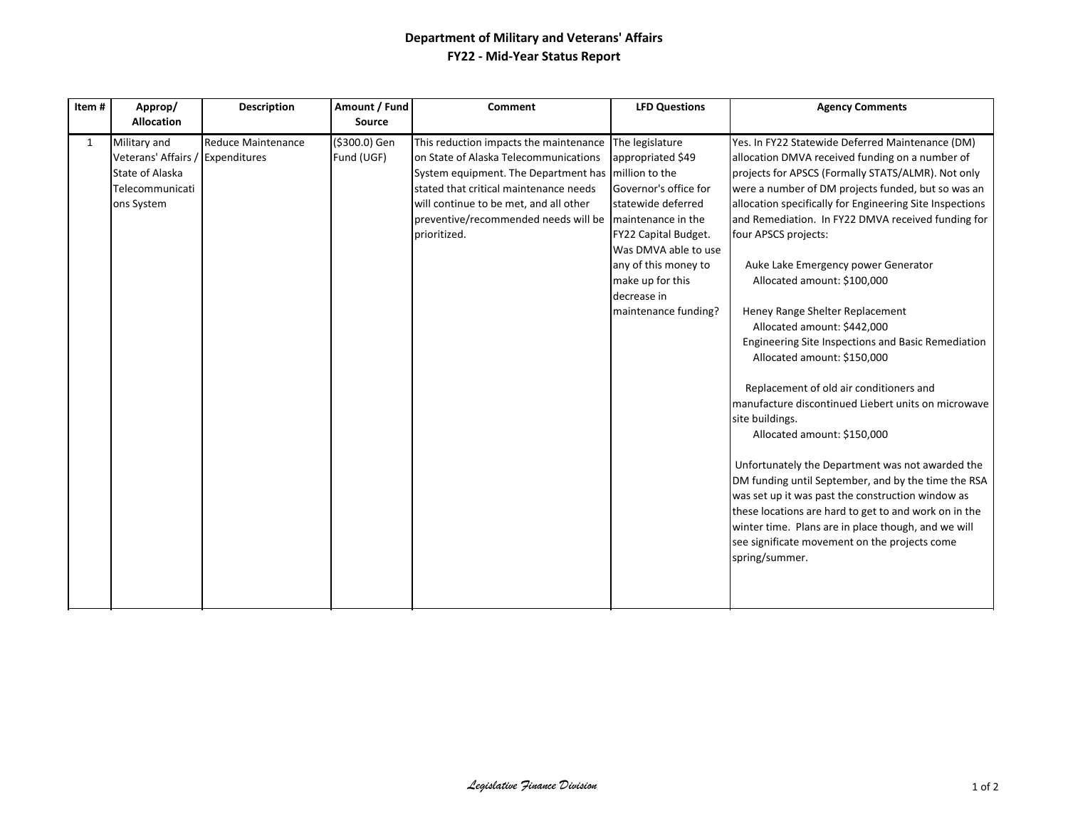## Department of Military and Veterans' Affairs
## FY22 - Mid-Year Status Report

| Item # | Approp/ Allocation | Description | Amount / Fund Source | Comment | LFD Questions | Agency Comments |
|---|---|---|---|---|---|---|
| 1 | Military and Veterans' Affairs / State of Alaska Telecommunications System | Reduce Maintenance Expenditures | ($300.0) Gen Fund (UGF) | This reduction impacts the maintenance on State of Alaska Telecommunications System equipment. The Department has stated that critical maintenance needs will continue to be met, and all other preventive/recommended needs will be prioritized. | The legislature appropriated $49 million to the Governor's office for statewide deferred maintenance in the FY22 Capital Budget. Was DMVA able to use any of this money to make up for this decrease in maintenance funding? | Yes. In FY22 Statewide Deferred Maintenance (DM) allocation DMVA received funding on a number of projects for APSCS (Formally STATS/ALMR). Not only were a number of DM projects funded, but so was an allocation specifically for Engineering Site Inspections and Remediation. In FY22 DMVA received funding for four APSCS projects:<br><br>Auke Lake Emergency power Generator<br>Allocated amount: $100,000<br><br>Heney Range Shelter Replacement<br>Allocated amount: $442,000<br>Engineering Site Inspections and Basic Remediation<br>Allocated amount: $150,000<br><br>Replacement of old air conditioners and manufacture discontinued Liebert units on microwave site buildings.<br>Allocated amount: $150,000<br><br>Unfortunately the Department was not awarded the DM funding until September, and by the time the RSA was set up it was past the construction window as these locations are hard to get to and work on in the winter time. Plans are in place though, and we will see significate movement on the projects come spring/summer. |

*Legislative Finance Division*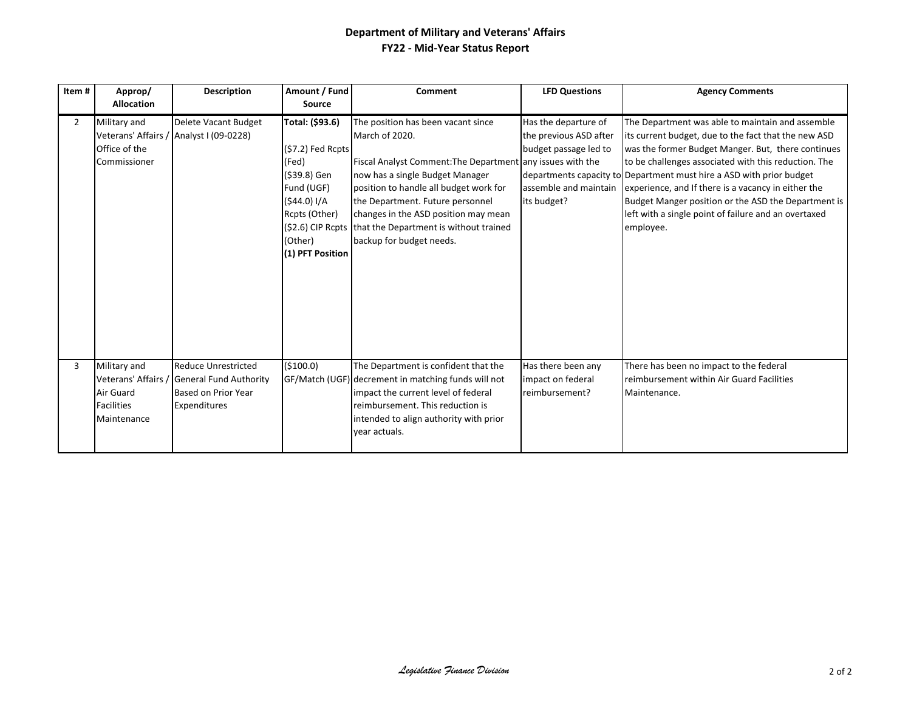**Department of Military and Veterans' Affairs**
**FY22 - Mid-Year Status Report**

| Item # | Approp/ Allocation | Description | Amount / Fund Source | Comment | LFD Questions | Agency Comments |
|---|---|---|---|---|---|---|
| 2 | Military and Veterans' Affairs / Office of the Commissioner | Delete Vacant Budget Analyst I (09-0228) | **Total: ($93.6)**<br><br>($7.2) Fed Rcpts (Fed)<br>($39.8) Gen Fund (UGF)<br>($44.0) I/A Rcpts (Other)<br>($2.6) CIP Rcpts (Other)<br>**(1) PFT Position** | The position has been vacant since March of 2020.<br><br>Fiscal Analyst Comment:The Department now has a single Budget Manager position to handle all budget work for the Department. Future personnel changes in the ASD position may mean that the Department is without trained backup for budget needs. | Has the departure of the previous ASD after budget passage led to any issues with the departments capacity to assemble and maintain its budget? | The Department was able to maintain and assemble its current budget, due to the fact that the new ASD was the former Budget Manger. But, there continues to be challenges associated with this reduction. The Department must hire a ASD with prior budget experience, and If there is a vacancy in either the Budget Manger position or the ASD the Department is left with a single point of failure and an overtaxed employee. |
| 3 | Military and Veterans' Affairs / Air Guard Facilities Maintenance | Reduce Unrestricted General Fund Authority Based on Prior Year Expenditures | ($100.0) GF/Match (UGF) | The Department is confident that the decrement in matching funds will not impact the current level of federal reimbursement. This reduction is intended to align authority with prior year actuals. | Has there been any impact on federal reimbursement? | There has been no impact to the federal reimbursement within Air Guard Facilities Maintenance. |

*Legislative Finance Division*